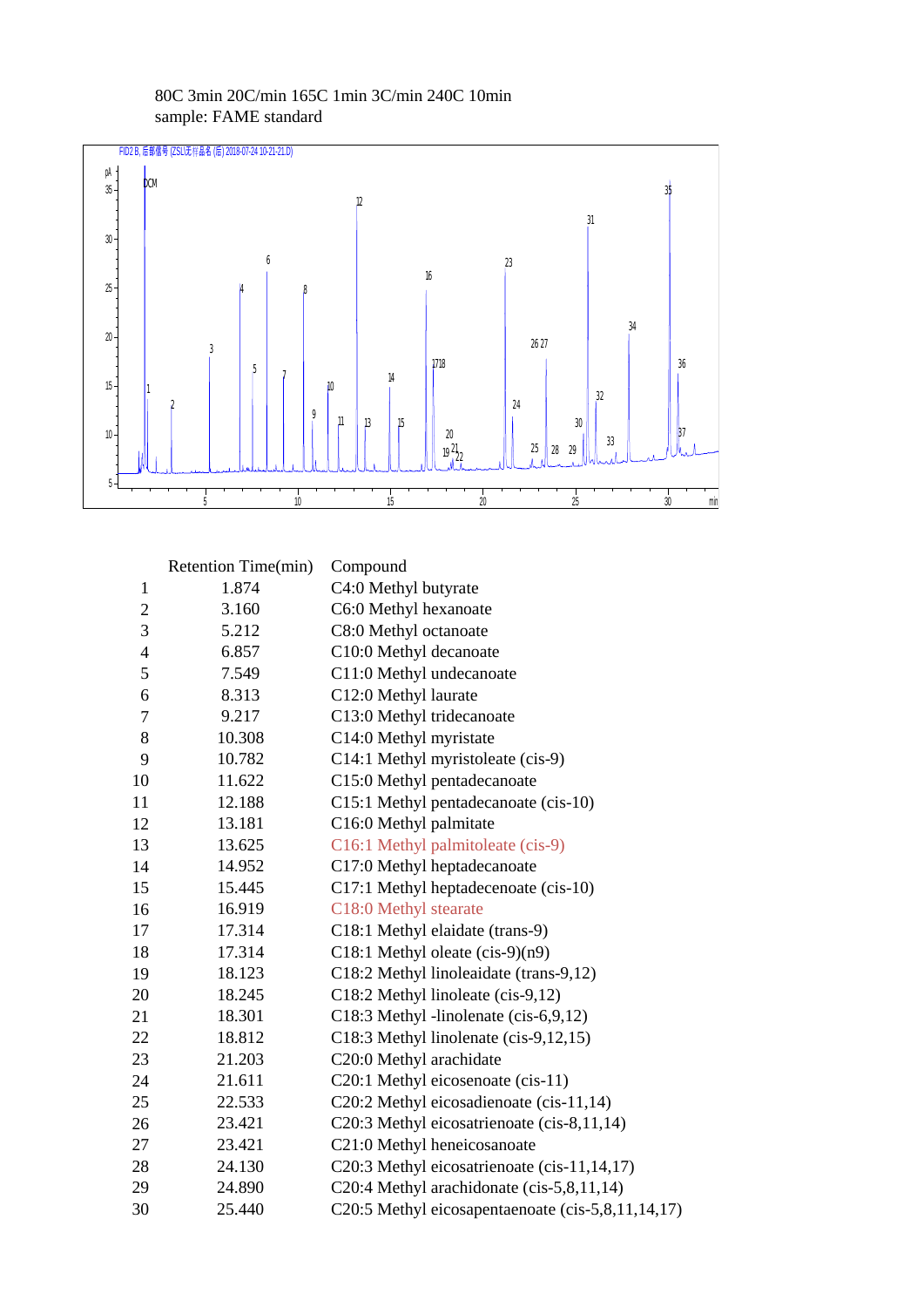80C 3min 20C/min 165C 1min 3C/min 240C 10min

sample: FAME standard

| | Retention Time(min) | Compound |
|---|---|---|
| 1 | 1.874 | C4:0 Methyl butyrate |
| 2 | 3.160 | C6:0 Methyl hexanoate |
| 3 | 5.212 | C8:0 Methyl octanoate |
| 4 | 6.857 | C10:0 Methyl decanoate |
| 5 | 7.549 | C11:0 Methyl undecanoate |
| 6 | 8.313 | C12:0 Methyl laurate |
| 7 | 9.217 | C13:0 Methyl tridecanoate |
| 8 | 10.308 | C14:0 Methyl myristate |
| 9 | 10.782 | C14:1 Methyl myristoleate (cis-9) |
| 10 | 11.622 | C15:0 Methyl pentadecanoate |
| 11 | 12.188 | C15:1 Methyl pentadecanoate (cis-10) |
| 12 | 13.181 | C16:0 Methyl palmitate |
| 13 | 13.625 | C16:1 Methyl palmitoleate (cis-9) |
| 14 | 14.952 | C17:0 Methyl heptadecanoate |
| 15 | 15.445 | C17:1 Methyl heptadecenoate (cis-10) |
| 16 | 16.919 | C18:0 Methyl stearate |
| 17 | 17.314 | C18:1 Methyl elaidate (trans-9) |
| 18 | 17.314 | C18:1 Methyl oleate (cis-9)(n9) |
| 19 | 18.123 | C18:2 Methyl linoleaidate (trans-9,12) |
| 20 | 18.245 | C18:2 Methyl linoleate (cis-9,12) |
| 21 | 18.301 | C18:3 Methyl -linolenate (cis-6,9,12) |
| 22 | 18.812 | C18:3 Methyl linolenate (cis-9,12,15) |
| 23 | 21.203 | C20:0 Methyl arachidate |
| 24 | 21.611 | C20:1 Methyl eicosenoate (cis-11) |
| 25 | 22.533 | C20:2 Methyl eicosadienoate (cis-11,14) |
| 26 | 23.421 | C20:3 Methyl eicosatrienoate (cis-8,11,14) |
| 27 | 23.421 | C21:0 Methyl heneicosanoate |
| 28 | 24.130 | C20:3 Methyl eicosatrienoate (cis-11,14,17) |
| 29 | 24.890 | C20:4 Methyl arachidonate (cis-5,8,11,14) |
| 30 | 25.440 | C20:5 Methyl eicosapentaenoate (cis-5,8,11,14,17) |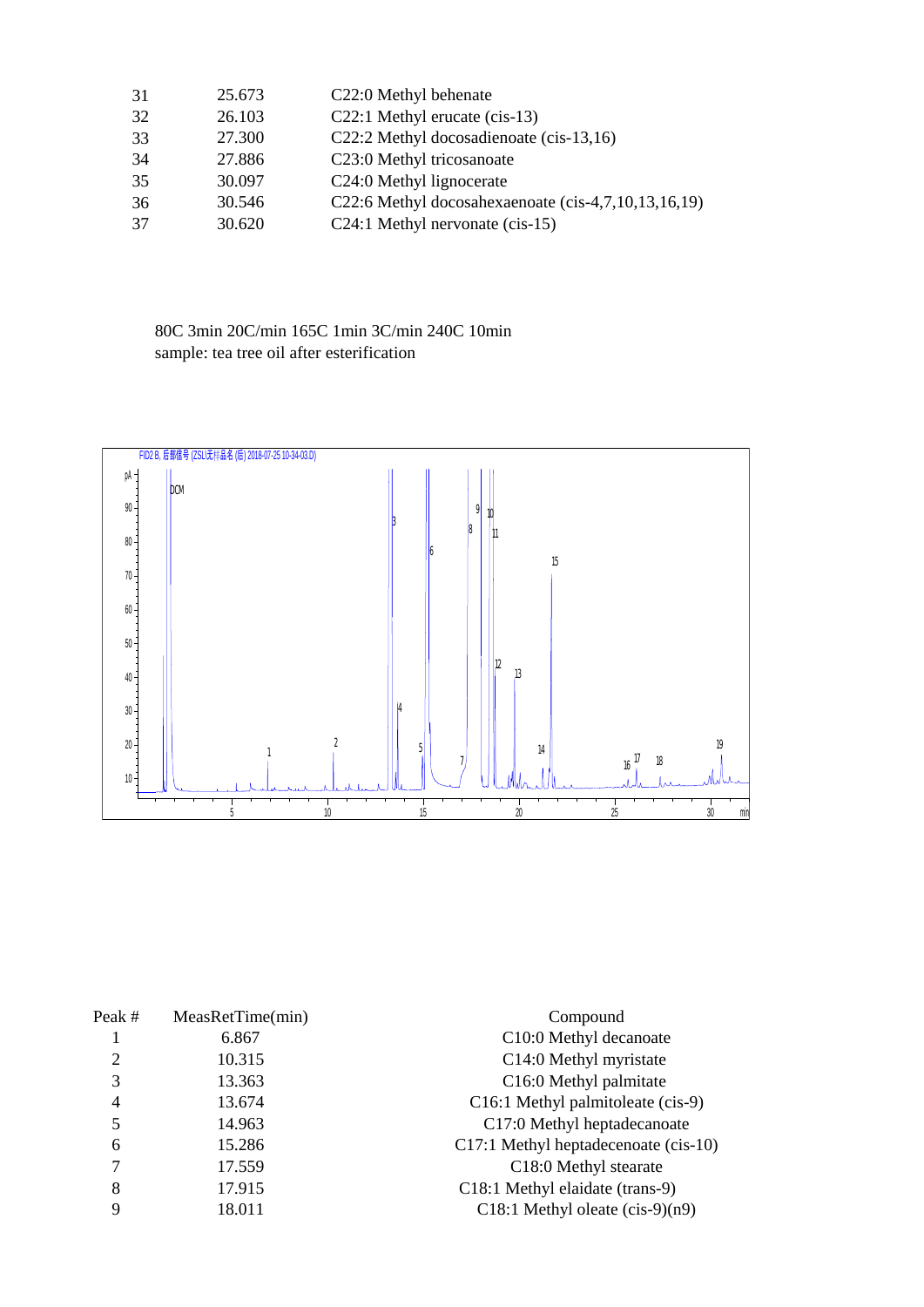| | | |
|---|---|---|
| 31 | 25.673 | C22:0 Methyl behenate |
| 32 | 26.103 | C22:1 Methyl erucate (cis-13) |
| 33 | 27.300 | C22:2 Methyl docosadienoate (cis-13,16) |
| 34 | 27.886 | C23:0 Methyl tricosanoate |
| 35 | 30.097 | C24:0 Methyl lignocerate |
| 36 | 30.546 | C22:6 Methyl docosahexaenoate (cis-4,7,10,13,16,19) |
| 37 | 30.620 | C24:1 Methyl nervonate (cis-15) |

80C 3min 20C/min 165C 1min 3C/min 240C 10min
sample: tea tree oil after esterification

| Peak # | MeasRetTime(min) | Compound |
|---|---|---|
| 1 | 6.867 | C10:0 Methyl decanoate |
| 2 | 10.315 | C14:0 Methyl myristate |
| 3 | 13.363 | C16:0 Methyl palmitate |
| 4 | 13.674 | C16:1 Methyl palmitoleate (cis-9) |
| 5 | 14.963 | C17:0 Methyl heptadecanoate |
| 6 | 15.286 | C17:1 Methyl heptadecenoate (cis-10) |
| 7 | 17.559 | C18:0 Methyl stearate |
| 8 | 17.915 | C18:1 Methyl elaidate (trans-9) |
| 9 | 18.011 | C18:1 Methyl oleate (cis-9)(n9) |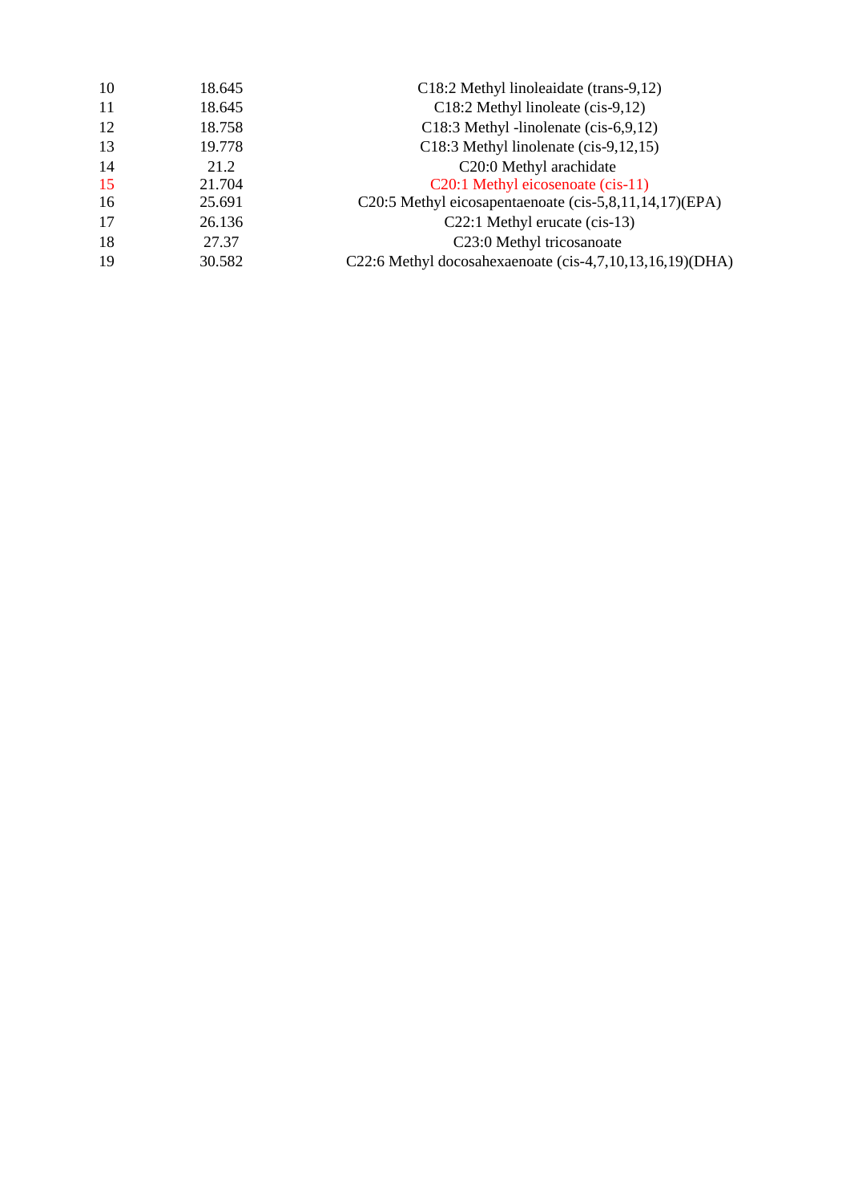| | | |
|---|---|---|
| 10 | 18.645 | C18:2 Methyl linoleaidate (trans-9,12) |
| 11 | 18.645 | C18:2 Methyl linoleate (cis-9,12) |
| 12 | 18.758 | C18:3 Methyl -linolenate (cis-6,9,12) |
| 13 | 19.778 | C18:3 Methyl linolenate (cis-9,12,15) |
| 14 | 21.2 | C20:0 Methyl arachidate |
| 15 | 21.704 | C20:1 Methyl eicosenoate (cis-11) |
| 16 | 25.691 | C20:5 Methyl eicosapentaenoate (cis-5,8,11,14,17)(EPA) |
| 17 | 26.136 | C22:1 Methyl erucate (cis-13) |
| 18 | 27.37 | C23:0 Methyl tricosanoate |
| 19 | 30.582 | C22:6 Methyl docosahexaenoate (cis-4,7,10,13,16,19)(DHA) |